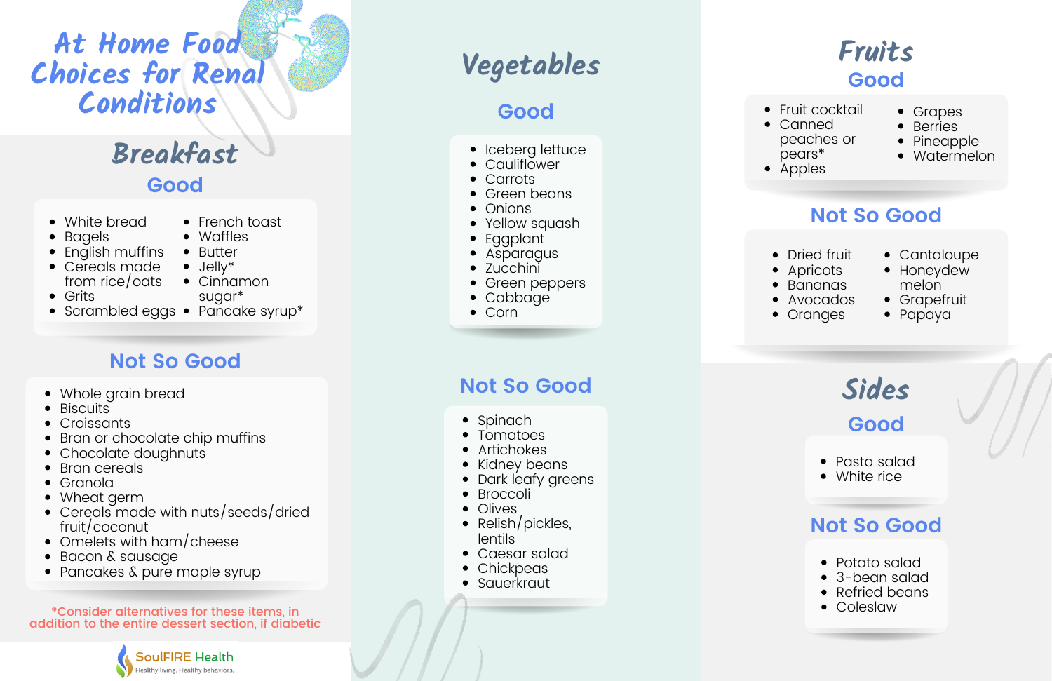# At Home Food Choices for Renal Conditions

## Breakfast

### Good

- White bread
- Bagels
- English muffins
- Cereals made from rice/oats
- Grits
- Scrambled eggs
- French toast
- Waffles
- Butter
- Jelly*
- Cinnamon sugar*
- Pancake syrup*

### Not So Good

- Whole grain bread
- Biscuits
- Croissants
- Bran or chocolate chip muffins
- Chocolate doughnuts
- Bran cereals
- Granola
- Wheat germ
- Cereals made with nuts/seeds/dried fruit/coconut
- Omelets with ham/cheese
- Bacon & sausage
- Pancakes & pure maple syrup

*Consider alternatives for these items, in addition to the entire dessert section, if diabetic

SoulFIRE Health
Healthy living. Healthy behaviors.

## Vegetables

### Good

- Iceberg lettuce
- Cauliflower
- Carrots
- Green beans
- Onions
- Yellow squash
- Eggplant
- Asparagus
- Zucchini
- Green peppers
- Cabbage
- Corn

### Not So Good

- Spinach
- Tomatoes
- Artichokes
- Kidney beans
- Dark leafy greens
- Broccoli
- Olives
- Relish/pickles, lentils
- Caesar salad
- Chickpeas
- Sauerkraut

## Fruits

### Good

- Fruit cocktail
- Canned peaches or pears*
- Apples
- Grapes
- Berries
- Pineapple
- Watermelon

### Not So Good

- Dried fruit
- Apricots
- Bananas
- Avocados
- Oranges
- Cantaloupe
- Honeydew melon
- Grapefruit
- Papaya

## Sides

### Good

- Pasta salad
- White rice

### Not So Good

- Potato salad
- 3-bean salad
- Refried beans
- Coleslaw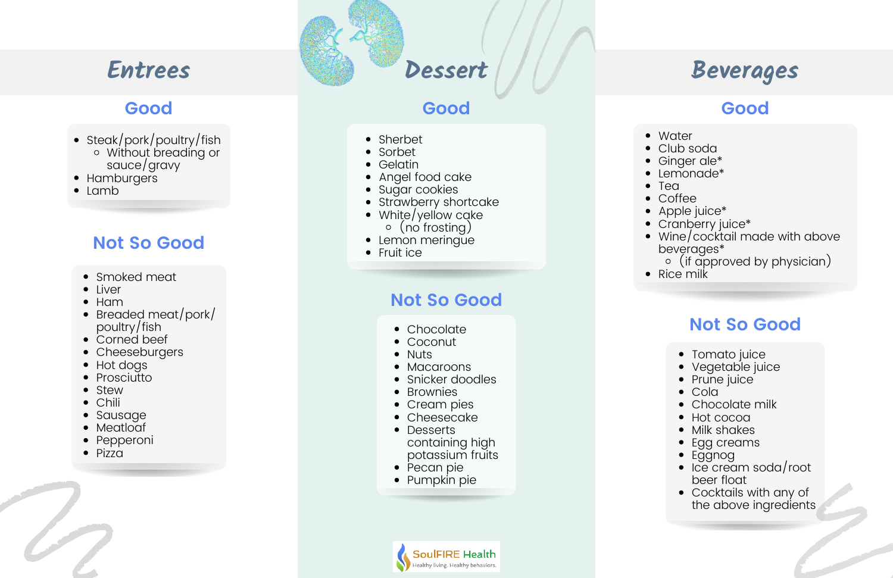## Entrees

### Good

- Steak/pork/poultry/fish
  - Without breading or sauce/gravy
- Hamburgers
- Lamb

### Not So Good

- Smoked meat
- Liver
- Ham
- Breaded meat/pork/poultry/fish
- Corned beef
- Cheeseburgers
- Hot dogs
- Prosciutto
- Stew
- Chili
- Sausage
- Meatloaf
- Pepperoni
- Pizza

## Dessert

### Good

- Sherbet
- Sorbet
- Gelatin
- Angel food cake
- Sugar cookies
- Strawberry shortcake
- White/yellow cake
  - (no frosting)
- Lemon meringue
- Fruit ice

### Not So Good

- Chocolate
- Coconut
- Nuts
- Macaroons
- Snicker doodles
- Brownies
- Cream pies
- Cheesecake
- Desserts containing high potassium fruits
- Pecan pie
- Pumpkin pie

## Beverages

### Good

- Water
- Club soda
- Ginger ale*
- Lemonade*
- Tea
- Coffee
- Apple juice*
- Cranberry juice*
- Wine/cocktail made with above beverages*
  - (if approved by physician)
- Rice milk

### Not So Good

- Tomato juice
- Vegetable juice
- Prune juice
- Cola
- Chocolate milk
- Hot cocoa
- Milk shakes
- Egg creams
- Eggnog
- Ice cream soda/root beer float
- Cocktails with any of the above ingredients

SoulFIRE Health
Healthy living. Healthy behaviors.